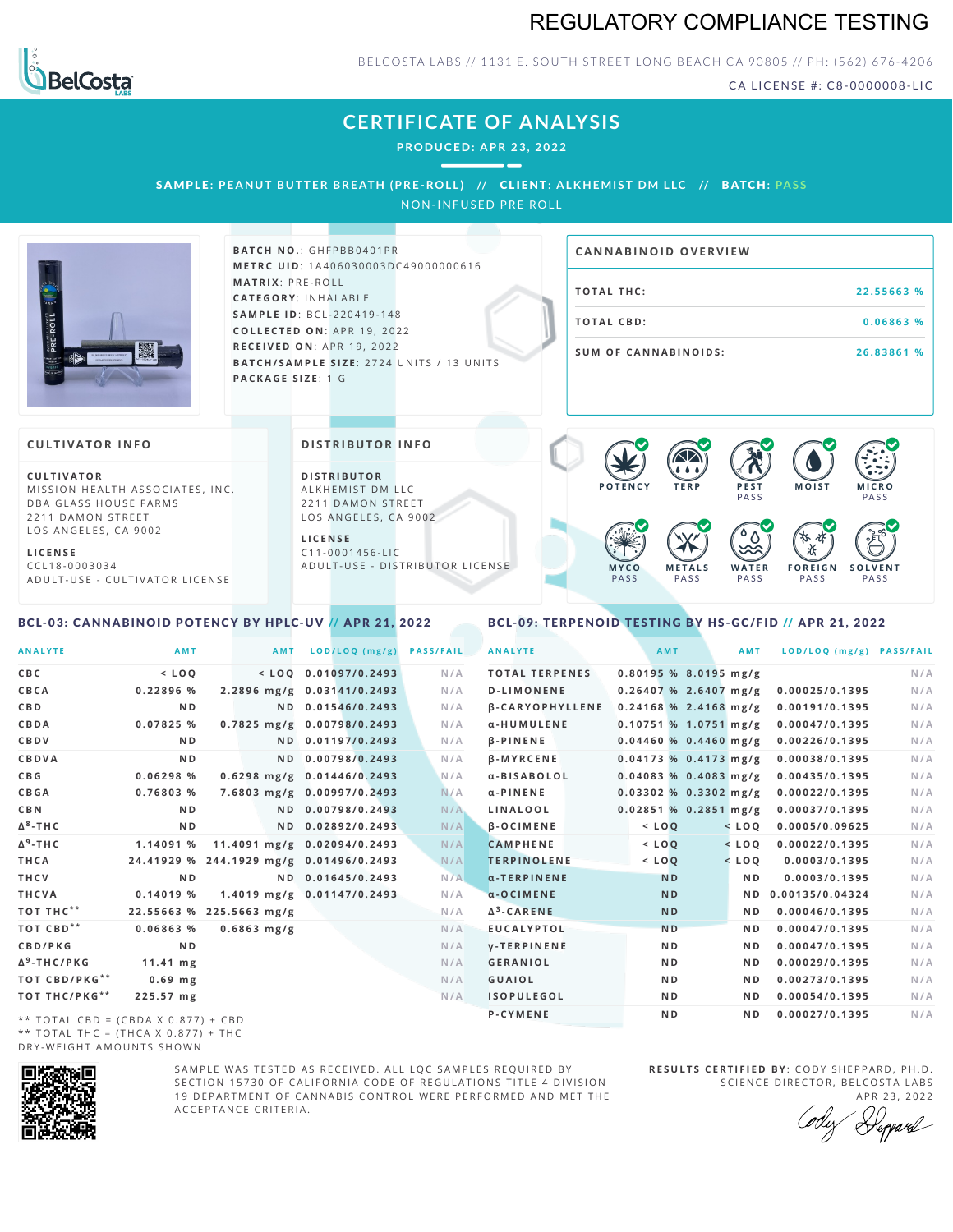# REGULATORY COMPLIANCE TESTING

BELCOSTA LABS // 1131 E. SOUTH STREET LONG BEACH CA 90805 // PH: (562) 676-4206

CA LICENSE #: C8-0000008-LIC

## CERTIFICATE OF ANALYSIS

PRODUCED: APR 23, 2022

SAMPLE: PEANUT BUTTER BREATH (PRE-ROLL) // CLIENT: ALKHEMIST DM LLC // BATCH: PASS

NON-INFUSED PRE ROLL

**BATCH NO.**: GHFPBB0401PR
**METRC UID**: 1A406030003DC49000000616
**MATRIX**: PRE-ROLL
**CATEGORY**: INHALABLE
**SAMPLE ID**: BCL-220419-148
**COLLECTED ON**: APR 19, 2022
**RECEIVED ON**: APR 19, 2022
**BATCH/SAMPLE SIZE**: 2724 UNITS / 13 UNITS
**PACKAGE SIZE**: 1 G

### CANNABINOID OVERVIEW

| | |
|---|---|
| TOTAL THC: | 22.55663 % |
| TOTAL CBD: | 0.06863 % |
| SUM OF CANNABINOIDS: | 26.83861 % |

### CULTIVATOR INFO

**CULTIVATOR**
MISSION HEALTH ASSOCIATES, INC.
DBA GLASS HOUSE FARMS
2211 DAMON STREET
LOS ANGELES, CA 9002

**LICENSE**
CCL18-0003034
ADULT-USE - CULTIVATOR LICENSE

### DISTRIBUTOR INFO

**DISTRIBUTOR**
ALKHEMIST DM LLC
2211 DAMON STREET
LOS ANGELES, CA 9002

**LICENSE**
C11-0001456-LIC
ADULT-USE - DISTRIBUTOR LICENSE

POTENCY | TERP | PEST PASS | MOIST | MICRO PASS | MYCO PASS | METALS PASS | WATER PASS | FOREIGN PASS | SOLVENT PASS

### BCL-03: CANNABINOID POTENCY BY HPLC-UV // APR 21, 2022

| ANALYTE | AMT | AMT | LOD/LOQ (mg/g) | PASS/FAIL |
|---|---|---|---|---|
| CBC | < LOQ | < LOQ | 0.01097/0.2493 | N/A |
| CBCA | 0.22896 % | 2.2896 mg/g | 0.03141/0.2493 | N/A |
| CBD | ND | ND | 0.01546/0.2493 | N/A |
| CBDA | 0.07825 % | 0.7825 mg/g | 0.00798/0.2493 | N/A |
| CBDV | ND | ND | 0.01197/0.2493 | N/A |
| CBDVA | ND | ND | 0.00798/0.2493 | N/A |
| CBG | 0.06298 % | 0.6298 mg/g | 0.01446/0.2493 | N/A |
| CBGA | 0.76803 % | 7.6803 mg/g | 0.00997/0.2493 | N/A |
| CBN | ND | ND | 0.00798/0.2493 | N/A |
| Δ8-THC | ND | ND | 0.02892/0.2493 | N/A |
| Δ9-THC | 1.14091 % | 11.4091 mg/g | 0.02094/0.2493 | N/A |
| THCA | 24.41929 % | 244.1929 mg/g | 0.01496/0.2493 | N/A |
| THCV | ND | ND | 0.01645/0.2493 | N/A |
| THCVA | 0.14019 % | 1.4019 mg/g | 0.01147/0.2493 | N/A |
| TOT THC** | 22.55663 % | 225.5663 mg/g | | N/A |
| TOT CBD** | 0.06863 % | 0.6863 mg/g | | N/A |
| CBD/PKG | ND | | | N/A |
| Δ9-THC/PKG | 11.41 mg | | | N/A |
| TOT CBD/PKG** | 0.69 mg | | | N/A |
| TOT THC/PKG** | 225.57 mg | | | N/A |

** TOTAL CBD = (CBDA X 0.877) + CBD
** TOTAL THC = (THCA X 0.877) + THC
DRY-WEIGHT AMOUNTS SHOWN

### BCL-09: TERPENOID TESTING BY HS-GC/FID // APR 21, 2022

| ANALYTE | AMT | AMT | LOD/LOQ (mg/g) | PASS/FAIL |
|---|---|---|---|---|
| TOTAL TERPENES | 0.80195 % | 8.0195 mg/g | | N/A |
| D-LIMONENE | 0.26407 % | 2.6407 mg/g | 0.00025/0.1395 | N/A |
| β-CARYOPHYLLENE | 0.24168 % | 2.4168 mg/g | 0.00191/0.1395 | N/A |
| α-HUMULENE | 0.10751 % | 1.0751 mg/g | 0.00047/0.1395 | N/A |
| β-PINENE | 0.04460 % | 0.4460 mg/g | 0.00226/0.1395 | N/A |
| β-MYRCENE | 0.04173 % | 0.4173 mg/g | 0.00038/0.1395 | N/A |
| α-BISABOLOL | 0.04083 % | 0.4083 mg/g | 0.00435/0.1395 | N/A |
| α-PINENE | 0.03302 % | 0.3302 mg/g | 0.00022/0.1395 | N/A |
| LINALOOL | 0.02851 % | 0.2851 mg/g | 0.00037/0.1395 | N/A |
| β-OCIMENE | < LOQ | < LOQ | 0.0005/0.09625 | N/A |
| CAMPHENE | < LOQ | < LOQ | 0.00022/0.1395 | N/A |
| TERPINOLENE | < LOQ | < LOQ | 0.0003/0.1395 | N/A |
| α-TERPINENE | ND | ND | 0.0003/0.1395 | N/A |
| α-OCIMENE | ND | ND | 0.00135/0.04324 | N/A |
| Δ3-CARENE | ND | ND | 0.00046/0.1395 | N/A |
| EUCALYPTOL | ND | ND | 0.00047/0.1395 | N/A |
| γ-TERPINENE | ND | ND | 0.00047/0.1395 | N/A |
| GERANIOL | ND | ND | 0.00029/0.1395 | N/A |
| GUAIOL | ND | ND | 0.00273/0.1395 | N/A |
| ISOPULEGOL | ND | ND | 0.00054/0.1395 | N/A |
| P-CYMENE | ND | ND | 0.00027/0.1395 | N/A |

SAMPLE WAS TESTED AS RECEIVED. ALL LQC SAMPLES REQUIRED BY SECTION 15730 OF CALIFORNIA CODE OF REGULATIONS TITLE 4 DIVISION 19 DEPARTMENT OF CANNABIS CONTROL WERE PERFORMED AND MET THE ACCEPTANCE CRITERIA.

**RESULTS CERTIFIED BY**: CODY SHEPPARD, PH.D.
SCIENCE DIRECTOR, BELCOSTA LABS
APR 23, 2022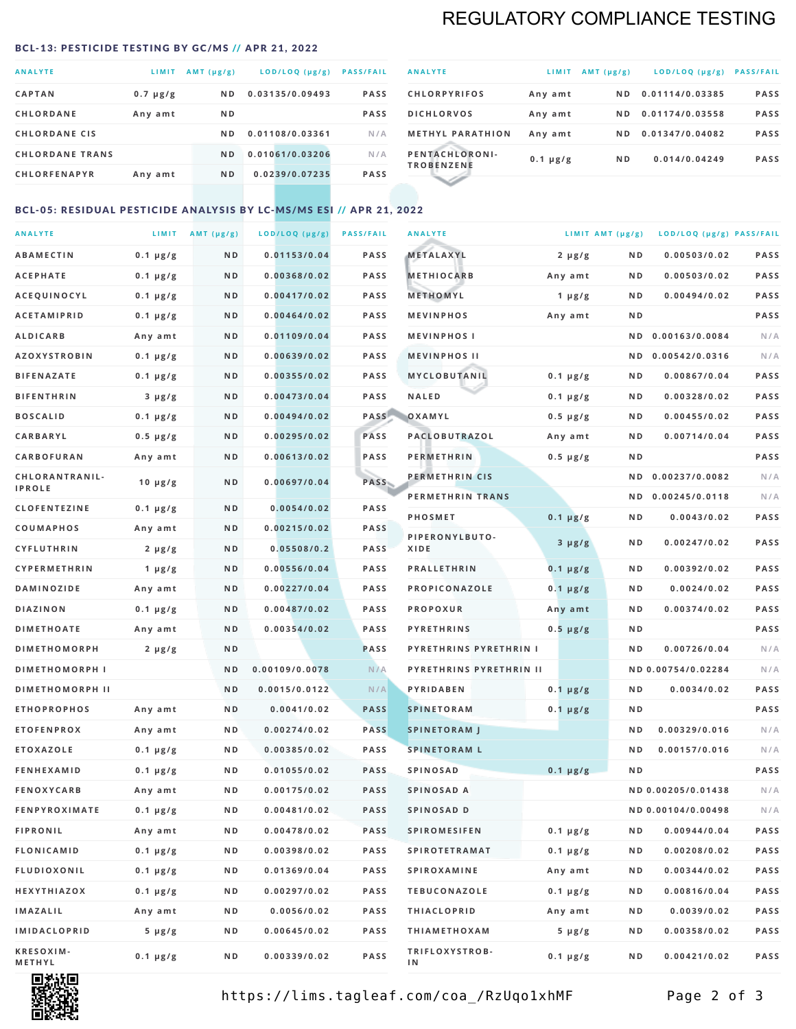# REGULATORY COMPLIANCE TESTING

## BCL-13: PESTICIDE TESTING BY GC/MS // APR 21, 2022

| ANALYTE | LIMIT | AMT (μg/g) | LOD/LOQ (μg/g) | PASS/FAIL |
|---|---|---|---|---|
| CAPTAN | 0.7 μg/g | ND | 0.03135/0.09493 | PASS |
| CHLORDANE | Any amt | ND | | PASS |
| CHLORDANE CIS | | ND | 0.01108/0.03361 | N/A |
| CHLORDANE TRANS | | ND | 0.01061/0.03206 | N/A |
| CHLORFENAPYR | Any amt | ND | 0.0239/0.07235 | PASS |
| CHLORPYRIFOS | Any amt | ND | 0.01114/0.03385 | PASS |
| DICHLORVOS | Any amt | ND | 0.01174/0.03558 | PASS |
| METHYL PARATHION | Any amt | ND | 0.01347/0.04082 | PASS |
| PENTACHLORONITROBENZENE | 0.1 μg/g | ND | 0.014/0.04249 | PASS |

## BCL-05: RESIDUAL PESTICIDE ANALYSIS BY LC-MS/MS ESI // APR 21, 2022

| ANALYTE | LIMIT | AMT (μg/g) | LOD/LOQ (μg/g) | PASS/FAIL |
|---|---|---|---|---|
| ABAMECTIN | 0.1 μg/g | ND | 0.01153/0.04 | PASS |
| ACEPHATE | 0.1 μg/g | ND | 0.00368/0.02 | PASS |
| ACEQUINOCYL | 0.1 μg/g | ND | 0.00417/0.02 | PASS |
| ACETAMIPRID | 0.1 μg/g | ND | 0.00464/0.02 | PASS |
| ALDICARB | Any amt | ND | 0.01109/0.04 | PASS |
| AZOXYSTROBIN | 0.1 μg/g | ND | 0.00639/0.02 | PASS |
| BIFENAZATE | 0.1 μg/g | ND | 0.00355/0.02 | PASS |
| BIFENTHRIN | 3 μg/g | ND | 0.00473/0.04 | PASS |
| BOSCALID | 0.1 μg/g | ND | 0.00494/0.02 | PASS |
| CARBARYL | 0.5 μg/g | ND | 0.00295/0.02 | PASS |
| CARBOFURAN | Any amt | ND | 0.00613/0.02 | PASS |
| CHLORANTRANILIPROLE | 10 μg/g | ND | 0.00697/0.04 | PASS |
| CLOFENTEZINE | 0.1 μg/g | ND | 0.0054/0.02 | PASS |
| COUMAPHOS | Any amt | ND | 0.00215/0.02 | PASS |
| CYFLUTHRIN | 2 μg/g | ND | 0.05508/0.2 | PASS |
| CYPERMETHRIN | 1 μg/g | ND | 0.00556/0.04 | PASS |
| DAMINOZIDE | Any amt | ND | 0.00227/0.04 | PASS |
| DIAZINON | 0.1 μg/g | ND | 0.00487/0.02 | PASS |
| DIMETHOATE | Any amt | ND | 0.00354/0.02 | PASS |
| DIMETHOMORPH | 2 μg/g | ND | | PASS |
| DIMETHOMORPH I | | ND | 0.00109/0.0078 | N/A |
| DIMETHOMORPH II | | ND | 0.0015/0.0122 | N/A |
| ETHOPROPHOS | Any amt | ND | 0.0041/0.02 | PASS |
| ETOFENPROX | Any amt | ND | 0.00274/0.02 | PASS |
| ETOXAZOLE | 0.1 μg/g | ND | 0.00385/0.02 | PASS |
| FENHEXAMID | 0.1 μg/g | ND | 0.01055/0.02 | PASS |
| FENOXYCARB | Any amt | ND | 0.00175/0.02 | PASS |
| FENPYROXIMATE | 0.1 μg/g | ND | 0.00481/0.02 | PASS |
| FIPRONIL | Any amt | ND | 0.00478/0.02 | PASS |
| FLONICAMID | 0.1 μg/g | ND | 0.00398/0.02 | PASS |
| FLUDIOXONIL | 0.1 μg/g | ND | 0.01369/0.04 | PASS |
| HEXYTHIAZOX | 0.1 μg/g | ND | 0.00297/0.02 | PASS |
| IMAZALIL | Any amt | ND | 0.0056/0.02 | PASS |
| IMIDACLOPRID | 5 μg/g | ND | 0.00645/0.02 | PASS |
| KRESOXIM-METHYL | 0.1 μg/g | ND | 0.00339/0.02 | PASS |
| METALAXYL | 2 μg/g | ND | 0.00503/0.02 | PASS |
| METHIOCARB | Any amt | ND | 0.00503/0.02 | PASS |
| METHOMYL | 1 μg/g | ND | 0.00494/0.02 | PASS |
| MEVINPHOS | Any amt | ND | | PASS |
| MEVINPHOS I | | ND | 0.00163/0.0084 | N/A |
| MEVINPHOS II | | ND | 0.00542/0.0316 | N/A |
| MYCLOBUTANIL | 0.1 μg/g | ND | 0.00867/0.04 | PASS |
| NALED | 0.1 μg/g | ND | 0.00328/0.02 | PASS |
| OXAMYL | 0.5 μg/g | ND | 0.00455/0.02 | PASS |
| PACLOBUTRAZOL | Any amt | ND | 0.00714/0.04 | PASS |
| PERMETHRIN | 0.5 μg/g | ND | | PASS |
| PERMETHRIN CIS | | ND | 0.00237/0.0082 | N/A |
| PERMETHRIN TRANS | | ND | 0.00245/0.0118 | N/A |
| PHOSMET | 0.1 μg/g | ND | 0.0043/0.02 | PASS |
| PIPERONYLBUTOXIDE | 3 μg/g | ND | 0.00247/0.02 | PASS |
| PRALLETHRIN | 0.1 μg/g | ND | 0.00392/0.02 | PASS |
| PROPICONAZOLE | 0.1 μg/g | ND | 0.0024/0.02 | PASS |
| PROPOXUR | Any amt | ND | 0.00374/0.02 | PASS |
| PYRETHRINS | 0.5 μg/g | ND | | PASS |
| PYRETHRINS PYRETHRIN I | | ND | 0.00726/0.04 | N/A |
| PYRETHRINS PYRETHRIN II | | ND | 0.00754/0.02284 | N/A |
| PYRIDABEN | 0.1 μg/g | ND | 0.0034/0.02 | PASS |
| SPINETORAM | 0.1 μg/g | ND | | PASS |
| SPINETORAM J | | ND | 0.00329/0.016 | N/A |
| SPINETORAM L | | ND | 0.00157/0.016 | N/A |
| SPINOSAD | 0.1 μg/g | ND | | PASS |
| SPINOSAD A | | ND | 0.00205/0.01438 | N/A |
| SPINOSAD D | | ND | 0.00104/0.00498 | N/A |
| SPIROMESIFEN | 0.1 μg/g | ND | 0.00944/0.04 | PASS |
| SPIROTETRAMAT | 0.1 μg/g | ND | 0.00208/0.02 | PASS |
| SPIROXAMINE | Any amt | ND | 0.00344/0.02 | PASS |
| TEBUCONAZOLE | 0.1 μg/g | ND | 0.00816/0.04 | PASS |
| THIACLOPRID | Any amt | ND | 0.0039/0.02 | PASS |
| THIAMETHOXAM | 5 μg/g | ND | 0.00358/0.02 | PASS |
| TRIFLOXYSTROBIN | 0.1 μg/g | ND | 0.00421/0.02 | PASS |

https://lims.tagleaf.com/coa_/RzUqo1xhMF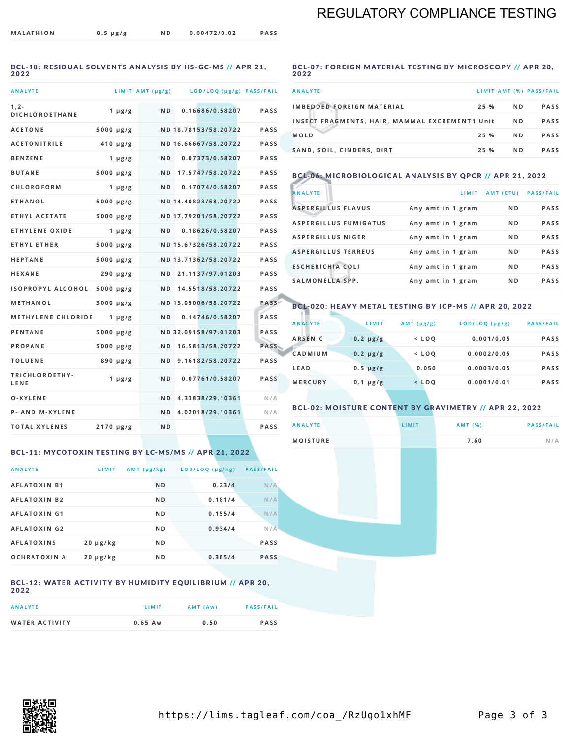| | | | | |
|---|---|---|---|---|
| MALATHION | 0.5 µg/g | ND | 0.00472/0.02 | PASS |

## BCL-18: RESIDUAL SOLVENTS ANALYSIS BY HS-GC-MS // APR 21, 2022

| ANALYTE | LIMIT | AMT (µg/g) | LOD/LOQ (µg/g) | PASS/FAIL |
|---|---|---|---|---|
| 1,2-DICHLOROETHANE | 1 µg/g | ND | 0.16686/0.58207 | PASS |
| ACETONE | 5000 µg/g | ND | 18.78153/58.20722 | PASS |
| ACETONITRILE | 410 µg/g | ND | 16.66667/58.20722 | PASS |
| BENZENE | 1 µg/g | ND | 0.07373/0.58207 | PASS |
| BUTANE | 5000 µg/g | ND | 17.5747/58.20722 | PASS |
| CHLOROFORM | 1 µg/g | ND | 0.17074/0.58207 | PASS |
| ETHANOL | 5000 µg/g | ND | 14.40823/58.20722 | PASS |
| ETHYL ACETATE | 5000 µg/g | ND | 17.79201/58.20722 | PASS |
| ETHYLENE OXIDE | 1 µg/g | ND | 0.18626/0.58207 | PASS |
| ETHYL ETHER | 5000 µg/g | ND | 15.67326/58.20722 | PASS |
| HEPTANE | 5000 µg/g | ND | 13.71362/58.20722 | PASS |
| HEXANE | 290 µg/g | ND | 21.1137/97.01203 | PASS |
| ISOPROPYL ALCOHOL | 5000 µg/g | ND | 14.5518/58.20722 | PASS |
| METHANOL | 3000 µg/g | ND | 13.05006/58.20722 | PASS |
| METHYLENE CHLORIDE | 1 µg/g | ND | 0.14746/0.58207 | PASS |
| PENTANE | 5000 µg/g | ND | 32.09158/97.01203 | PASS |
| PROPANE | 5000 µg/g | ND | 16.5813/58.20722 | PASS |
| TOLUENE | 890 µg/g | ND | 9.16182/58.20722 | PASS |
| TRICHLOROETHYLENE | 1 µg/g | ND | 0.07761/0.58207 | PASS |
| O-XYLENE | | ND | 4.33838/29.10361 | N/A |
| P- AND M-XYLENE | | ND | 4.02018/29.10361 | N/A |
| TOTAL XYLENES | 2170 µg/g | ND | | PASS |

## BCL-11: MYCOTOXIN TESTING BY LC-MS/MS // APR 21, 2022

| ANALYTE | LIMIT | AMT (µg/kg) | LOD/LOQ (µg/kg) | PASS/FAIL |
|---|---|---|---|---|
| AFLATOXIN B1 | | ND | 0.23/4 | N/A |
| AFLATOXIN B2 | | ND | 0.181/4 | N/A |
| AFLATOXIN G1 | | ND | 0.155/4 | N/A |
| AFLATOXIN G2 | | ND | 0.934/4 | N/A |
| AFLATOXINS | 20 µg/kg | ND | | PASS |
| OCHRATOXIN A | 20 µg/kg | ND | 0.385/4 | PASS |

## BCL-12: WATER ACTIVITY BY HUMIDITY EQUILIBRIUM // APR 20, 2022

| ANALYTE | LIMIT | AMT (Aw) | PASS/FAIL |
|---|---|---|---|
| WATER ACTIVITY | 0.65 Aw | 0.50 | PASS |

## BCL-07: FOREIGN MATERIAL TESTING BY MICROSCOPY // APR 20, 2022

| ANALYTE | LIMIT | AMT (%) | PASS/FAIL |
|---|---|---|---|
| IMBEDDED FOREIGN MATERIAL | 25 % | ND | PASS |
| INSECT FRAGMENTS, HAIR, MAMMAL EXCREMENT | 1 Unit | ND | PASS |
| MOLD | 25 % | ND | PASS |
| SAND, SOIL, CINDERS, DIRT | 25 % | ND | PASS |

## BCL-06: MICROBIOLOGICAL ANALYSIS BY QPCR // APR 21, 2022

| ANALYTE | LIMIT | AMT (CFU) | PASS/FAIL |
|---|---|---|---|
| ASPERGILLUS FLAVUS | Any amt in 1 gram | ND | PASS |
| ASPERGILLUS FUMIGATUS | Any amt in 1 gram | ND | PASS |
| ASPERGILLUS NIGER | Any amt in 1 gram | ND | PASS |
| ASPERGILLUS TERREUS | Any amt in 1 gram | ND | PASS |
| ESCHERICHIA COLI | Any amt in 1 gram | ND | PASS |
| SALMONELLA SPP. | Any amt in 1 gram | ND | PASS |

## BCL-020: HEAVY METAL TESTING BY ICP-MS // APR 20, 2022

| ANALYTE | LIMIT | AMT (µg/g) | LOD/LOQ (µg/g) | PASS/FAIL |
|---|---|---|---|---|
| ARSENIC | 0.2 µg/g | < LOQ | 0.001/0.05 | PASS |
| CADMIUM | 0.2 µg/g | < LOQ | 0.0002/0.05 | PASS |
| LEAD | 0.5 µg/g | 0.050 | 0.0003/0.05 | PASS |
| MERCURY | 0.1 µg/g | < LOQ | 0.0001/0.01 | PASS |

## BCL-02: MOISTURE CONTENT BY GRAVIMETRY // APR 22, 2022

| ANALYTE | LIMIT | AMT (%) | PASS/FAIL |
|---|---|---|---|
| MOISTURE | | 7.60 | N/A |

https://lims.tagleaf.com/coa_/RzUqo1xhMF